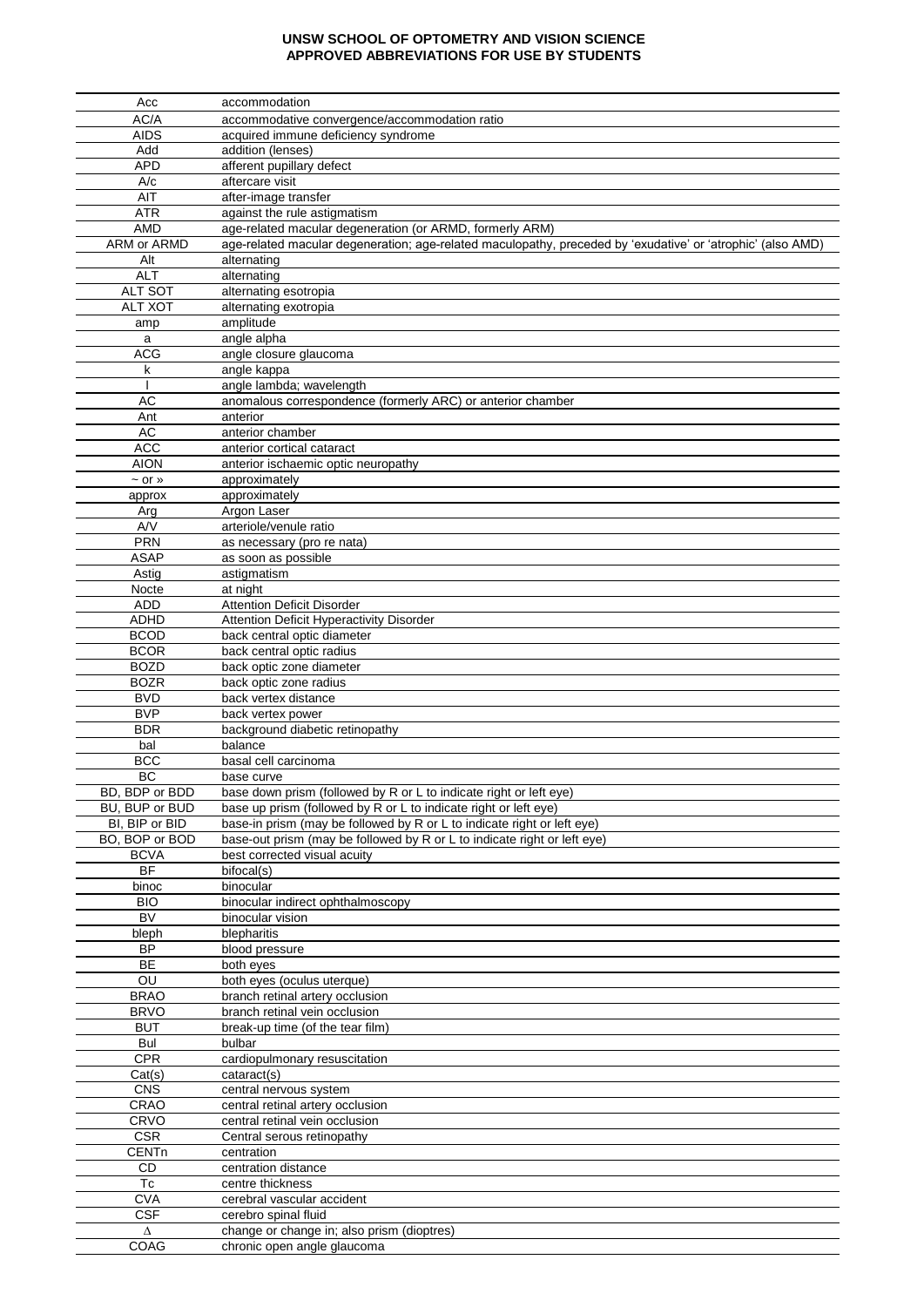# UNSW SCHOOL OF OPTOMETRY AND VISION SCIENCE
# APPROVED ABBREVIATIONS FOR USE BY STUDENTS

| | |
|---|---|
| Acc | accommodation |
| AC/A | accommodative convergence/accommodation ratio |
| AIDS | acquired immune deficiency syndrome |
| Add | addition (lenses) |
| APD | afferent pupillary defect |
| A/c | aftercare visit |
| AIT | after-image transfer |
| ATR | against the rule astigmatism |
| AMD | age-related macular degeneration (or ARMD, formerly ARM) |
| ARM or ARMD | age-related macular degeneration; age-related maculopathy, preceded by 'exudative' or 'atrophic' (also AMD) |
| Alt | alternating |
| ALT | alternating |
| ALT SOT | alternating esotropia |
| ALT XOT | alternating exotropia |
| amp | amplitude |
| a | angle alpha |
| ACG | angle closure glaucoma |
| k | angle kappa |
| l | angle lambda; wavelength |
| AC | anomalous correspondence (formerly ARC) or anterior chamber |
| Ant | anterior |
| AC | anterior chamber |
| ACC | anterior cortical cataract |
| AION | anterior ischaemic optic neuropathy |
| ~ or » | approximately |
| approx | approximately |
| Arg | Argon Laser |
| A/V | arteriole/venule ratio |
| PRN | as necessary (pro re nata) |
| ASAP | as soon as possible |
| Astig | astigmatism |
| Nocte | at night |
| ADD | Attention Deficit Disorder |
| ADHD | Attention Deficit Hyperactivity Disorder |
| BCOD | back central optic diameter |
| BCOR | back central optic radius |
| BOZD | back optic zone diameter |
| BOZR | back optic zone radius |
| BVD | back vertex distance |
| BVP | back vertex power |
| BDR | background diabetic retinopathy |
| bal | balance |
| BCC | basal cell carcinoma |
| BC | base curve |
| BD, BDP or BDD | base down prism (followed by R or L to indicate right or left eye) |
| BU, BUP or BUD | base up prism (followed by R or L to indicate right or left eye) |
| BI, BIP or BID | base-in prism (may be followed by R or L to indicate right or left eye) |
| BO, BOP or BOD | base-out prism (may be followed by R or L to indicate right or left eye) |
| BCVA | best corrected visual acuity |
| BF | bifocal(s) |
| binoc | binocular |
| BIO | binocular indirect ophthalmoscopy |
| BV | binocular vision |
| bleph | blepharitis |
| BP | blood pressure |
| BE | both eyes |
| OU | both eyes (oculus uterque) |
| BRAO | branch retinal artery occlusion |
| BRVO | branch retinal vein occlusion |
| BUT | break-up time (of the tear film) |
| Bul | bulbar |
| CPR | cardiopulmonary resuscitation |
| Cat(s) | cataract(s) |
| CNS | central nervous system |
| CRAO | central retinal artery occlusion |
| CRVO | central retinal vein occlusion |
| CSR | Central serous retinopathy |
| CENTn | centration |
| CD | centration distance |
| Tc | centre thickness |
| CVA | cerebral vascular accident |
| CSF | cerebro spinal fluid |
| Δ | change or change in; also prism (dioptres) |
| COAG | chronic open angle glaucoma |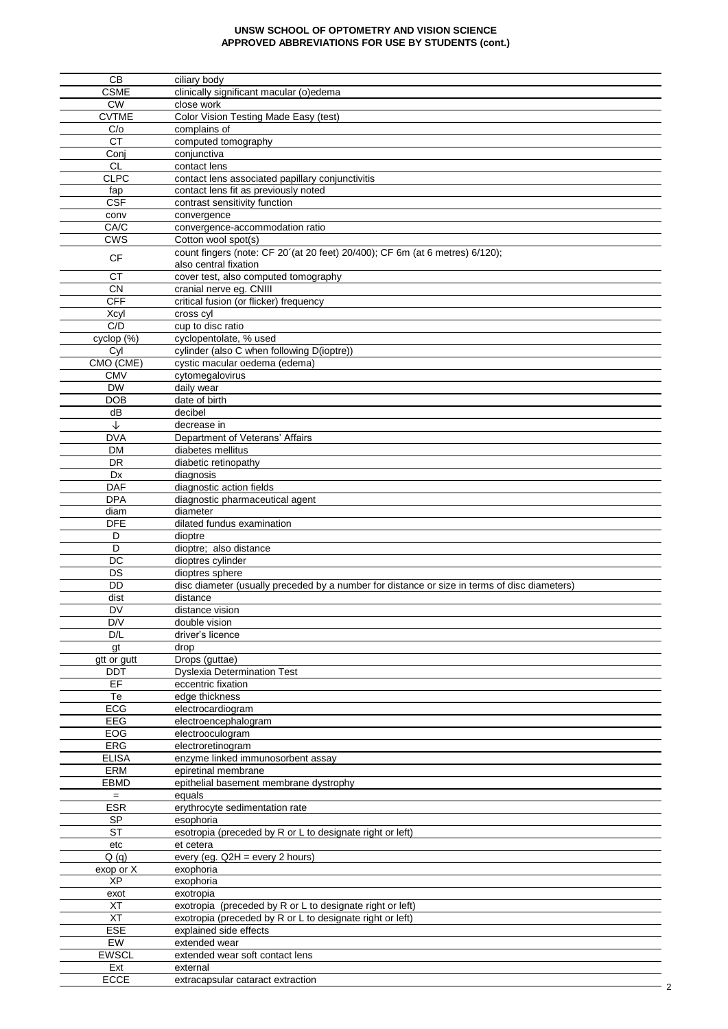**UNSW SCHOOL OF OPTOMETRY AND VISION SCIENCE**
**APPROVED ABBREVIATIONS FOR USE BY STUDENTS (cont.)**

| | |
|---|---|
| CB | ciliary body |
| CSME | clinically significant macular (o)edema |
| CW | close work |
| CVTME | Color Vision Testing Made Easy (test) |
| C/o | complains of |
| CT | computed tomography |
| Conj | conjunctiva |
| CL | contact lens |
| CLPC | contact lens associated papillary conjunctivitis |
| fap | contact lens fit as previously noted |
| CSF | contrast sensitivity function |
| conv | convergence |
| CA/C | convergence-accommodation ratio |
| CWS | Cotton wool spot(s) |
| CF | count fingers (note: CF 20´(at 20 feet) 20/400); CF 6m (at 6 metres) 6/120); also central fixation |
| CT | cover test, also computed tomography |
| CN | cranial nerve eg. CNIII |
| CFF | critical fusion (or flicker) frequency |
| Xcyl | cross cyl |
| C/D | cup to disc ratio |
| cyclop (%) | cyclopentolate, % used |
| Cyl | cylinder (also C when following D(ioptre)) |
| CMO (CME) | cystic macular oedema (edema) |
| CMV | cytomegalovirus |
| DW | daily wear |
| DOB | date of birth |
| dB | decibel |
| ↓ | decrease in |
| DVA | Department of Veterans' Affairs |
| DM | diabetes mellitus |
| DR | diabetic retinopathy |
| Dx | diagnosis |
| DAF | diagnostic action fields |
| DPA | diagnostic pharmaceutical agent |
| diam | diameter |
| DFE | dilated fundus examination |
| D | dioptre |
| D | dioptre; also distance |
| DC | dioptres cylinder |
| DS | dioptres sphere |
| DD | disc diameter (usually preceded by a number for distance or size in terms of disc diameters) |
| dist | distance |
| DV | distance vision |
| D/V | double vision |
| D/L | driver's licence |
| gt | drop |
| gtt or gutt | Drops (guttae) |
| DDT | Dyslexia Determination Test |
| EF | eccentric fixation |
| Te | edge thickness |
| ECG | electrocardiogram |
| EEG | electroencephalogram |
| EOG | electrooculogram |
| ERG | electroretinogram |
| ELISA | enzyme linked immunosorbent assay |
| ERM | epiretinal membrane |
| EBMD | epithelial basement membrane dystrophy |
| = | equals |
| ESR | erythrocyte sedimentation rate |
| SP | esophoria |
| ST | esotropia (preceded by R or L to designate right or left) |
| etc | et cetera |
| Q (q) | every (eg. Q2H = every 2 hours) |
| exop or X | exophoria |
| XP | exophoria |
| exot | exotropia |
| XT | exotropia (preceded by R or L to designate right or left) |
| XT | exotropia (preceded by R or L to designate right or left) |
| ESE | explained side effects |
| EW | extended wear |
| EWSCL | extended wear soft contact lens |
| Ext | external |
| ECCE | extracapsular cataract extraction |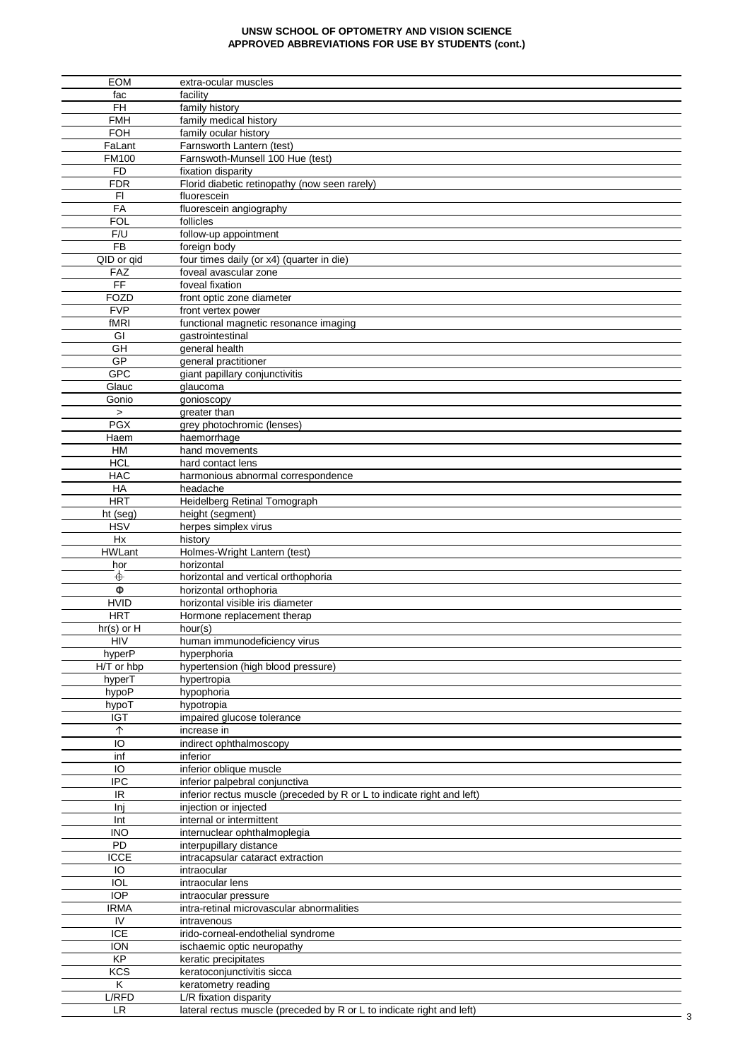## UNSW SCHOOL OF OPTOMETRY AND VISION SCIENCE
## APPROVED ABBREVIATIONS FOR USE BY STUDENTS (cont.)

| | |
|---|---|
| EOM | extra-ocular muscles |
| fac | facility |
| FH | family history |
| FMH | family medical history |
| FOH | family ocular history |
| FaLant | Farnsworth Lantern (test) |
| FM100 | Farnswoth-Munsell 100 Hue (test) |
| FD | fixation disparity |
| FDR | Florid diabetic retinopathy (now seen rarely) |
| Fl | fluorescein |
| FA | fluorescein angiography |
| FOL | follicles |
| F/U | follow-up appointment |
| FB | foreign body |
| QID or qid | four times daily (or x4) (quarter in die) |
| FAZ | foveal avascular zone |
| FF | foveal fixation |
| FOZD | front optic zone diameter |
| FVP | front vertex power |
| fMRI | functional magnetic resonance imaging |
| GI | gastrointestinal |
| GH | general health |
| GP | general practitioner |
| GPC | giant papillary conjunctivitis |
| Glauc | glaucoma |
| Gonio | gonioscopy |
| > | greater than |
| PGX | grey photochromic (lenses) |
| Haem | haemorrhage |
| HM | hand movements |
| HCL | hard contact lens |
| HAC | harmonious abnormal correspondence |
| HA | headache |
| HRT | Heidelberg Retinal Tomograph |
| ht (seg) | height (segment) |
| HSV | herpes simplex virus |
| Hx | history |
| HWLant | Holmes-Wright Lantern (test) |
| hor | horizontal |
| ⏀ | horizontal and vertical orthophoria |
| Φ | horizontal orthophoria |
| HVID | horizontal visible iris diameter |
| HRT | Hormone replacement therap |
| hr(s) or H | hour(s) |
| HIV | human immunodeficiency virus |
| hyperP | hyperphoria |
| H/T or hbp | hypertension (high blood pressure) |
| hyperT | hypertropia |
| hypoP | hypophoria |
| hypoT | hypotropia |
| IGT | impaired glucose tolerance |
| ↑ | increase in |
| IO | indirect ophthalmoscopy |
| inf | inferior |
| IO | inferior oblique muscle |
| IPC | inferior palpebral conjunctiva |
| IR | inferior rectus muscle (preceded by R or L to indicate right and left) |
| Inj | injection or injected |
| Int | internal or intermittent |
| INO | internuclear ophthalmoplegia |
| PD | interpupillary distance |
| ICCE | intracapsular cataract extraction |
| IO | intraocular |
| IOL | intraocular lens |
| IOP | intraocular pressure |
| IRMA | intra-retinal microvascular abnormalities |
| IV | intravenous |
| ICE | irido-corneal-endothelial syndrome |
| ION | ischaemic optic neuropathy |
| KP | keratic precipitates |
| KCS | keratoconjunctivitis sicca |
| K | keratometry reading |
| L/RFD | L/R fixation disparity |
| LR | lateral rectus muscle (preceded by R or L to indicate right and left) |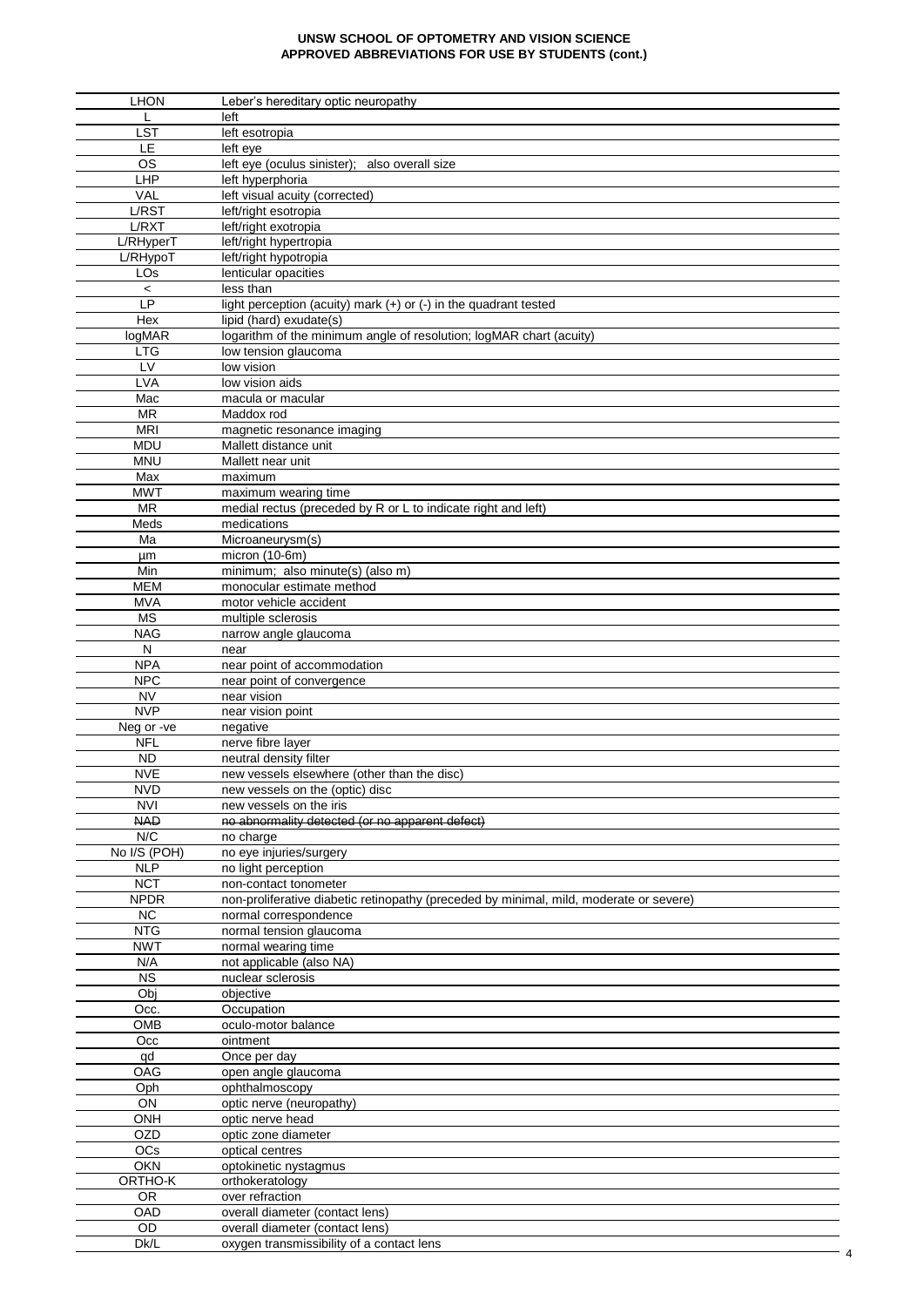# UNSW SCHOOL OF OPTOMETRY AND VISION SCIENCE
## APPROVED ABBREVIATIONS FOR USE BY STUDENTS (cont.)

| | |
|---|---|
| LHON | Leber's hereditary optic neuropathy |
| L | left |
| LST | left esotropia |
| LE | left eye |
| OS | left eye (oculus sinister); also overall size |
| LHP | left hyperphoria |
| VAL | left visual acuity (corrected) |
| L/RST | left/right esotropia |
| L/RXT | left/right exotropia |
| L/RHyperT | left/right hypertropia |
| L/RHypoT | left/right hypotropia |
| LOs | lenticular opacities |
| < | less than |
| LP | light perception (acuity) mark (+) or (-) in the quadrant tested |
| Hex | lipid (hard) exudate(s) |
| logMAR | logarithm of the minimum angle of resolution; logMAR chart (acuity) |
| LTG | low tension glaucoma |
| LV | low vision |
| LVA | low vision aids |
| Mac | macula or macular |
| MR | Maddox rod |
| MRI | magnetic resonance imaging |
| MDU | Mallett distance unit |
| MNU | Mallett near unit |
| Max | maximum |
| MWT | maximum wearing time |
| MR | medial rectus (preceded by R or L to indicate right and left) |
| Meds | medications |
| Ma | Microaneurysm(s) |
| µm | micron (10-6m) |
| Min | minimum; also minute(s) (also m) |
| MEM | monocular estimate method |
| MVA | motor vehicle accident |
| MS | multiple sclerosis |
| NAG | narrow angle glaucoma |
| N | near |
| NPA | near point of accommodation |
| NPC | near point of convergence |
| NV | near vision |
| NVP | near vision point |
| Neg or -ve | negative |
| NFL | nerve fibre layer |
| ND | neutral density filter |
| NVE | new vessels elsewhere (other than the disc) |
| NVD | new vessels on the (optic) disc |
| NVI | new vessels on the iris |
| ~~NAD~~ | ~~no abnormality detected (or no apparent defect)~~ |
| N/C | no charge |
| No I/S (POH) | no eye injuries/surgery |
| NLP | no light perception |
| NCT | non-contact tonometer |
| NPDR | non-proliferative diabetic retinopathy (preceded by minimal, mild, moderate or severe) |
| NC | normal correspondence |
| NTG | normal tension glaucoma |
| NWT | normal wearing time |
| N/A | not applicable (also NA) |
| NS | nuclear sclerosis |
| Obj | objective |
| Occ. | Occupation |
| OMB | oculo-motor balance |
| Occ | ointment |
| qd | Once per day |
| OAG | open angle glaucoma |
| Oph | ophthalmoscopy |
| ON | optic nerve (neuropathy) |
| ONH | optic nerve head |
| OZD | optic zone diameter |
| OCs | optical centres |
| OKN | optokinetic nystagmus |
| ORTHO-K | orthokeratology |
| OR | over refraction |
| OAD | overall diameter (contact lens) |
| OD | overall diameter (contact lens) |
| Dk/L | oxygen transmissibility of a contact lens |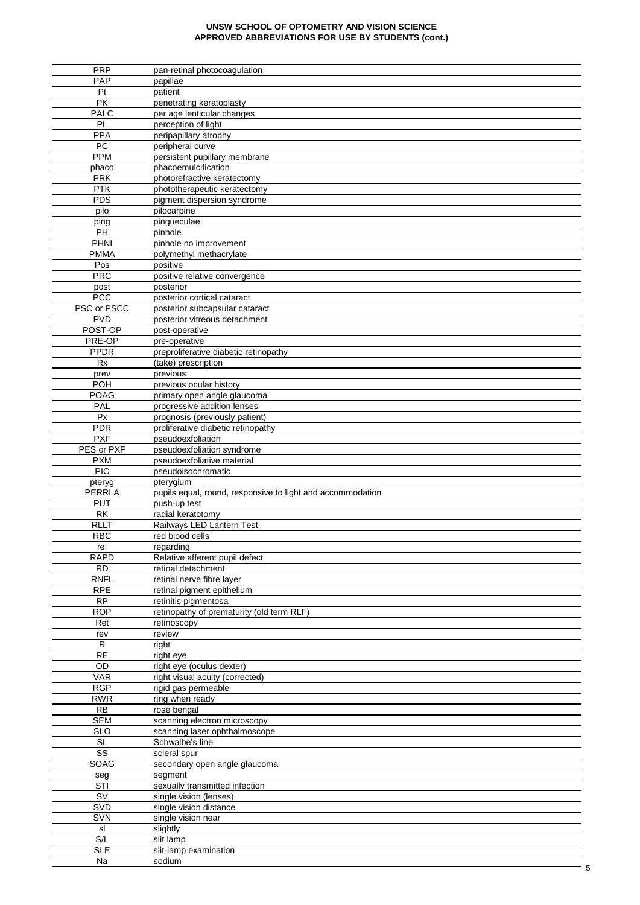# UNSW SCHOOL OF OPTOMETRY AND VISION SCIENCE
## APPROVED ABBREVIATIONS FOR USE BY STUDENTS (cont.)

| | |
|---|---|
| PRP | pan-retinal photocoagulation |
| PAP | papillae |
| Pt | patient |
| PK | penetrating keratoplasty |
| PALC | per age lenticular changes |
| PL | perception of light |
| PPA | peripapillary atrophy |
| PC | peripheral curve |
| PPM | persistent pupillary membrane |
| phaco | phacoemulcification |
| PRK | photorefractive keratectomy |
| PTK | phototherapeutic keratectomy |
| PDS | pigment dispersion syndrome |
| pilo | pilocarpine |
| ping | pingueculae |
| PH | pinhole |
| PHNI | pinhole no improvement |
| PMMA | polymethyl methacrylate |
| Pos | positive |
| PRC | positive relative convergence |
| post | posterior |
| PCC | posterior cortical cataract |
| PSC or PSCC | posterior subcapsular cataract |
| PVD | posterior vitreous detachment |
| POST-OP | post-operative |
| PRE-OP | pre-operative |
| PPDR | preproliferative diabetic retinopathy |
| Rx | (take) prescription |
| prev | previous |
| POH | previous ocular history |
| POAG | primary open angle glaucoma |
| PAL | progressive addition lenses |
| Px | prognosis (previously patient) |
| PDR | proliferative diabetic retinopathy |
| PXF | pseudoexfoliation |
| PES or PXF | pseudoexfoliation syndrome |
| PXM | pseudoexfoliative material |
| PIC | pseudoisochromatic |
| pteryg | pterygium |
| PERRLA | pupils equal, round, responsive to light and accommodation |
| PUT | push-up test |
| RK | radial keratotomy |
| RLLT | Railways LED Lantern Test |
| RBC | red blood cells |
| re: | regarding |
| RAPD | Relative afferent pupil defect |
| RD | retinal detachment |
| RNFL | retinal nerve fibre layer |
| RPE | retinal pigment epithelium |
| RP | retinitis pigmentosa |
| ROP | retinopathy of prematurity (old term RLF) |
| Ret | retinoscopy |
| rev | review |
| R | right |
| RE | right eye |
| OD | right eye (oculus dexter) |
| VAR | right visual acuity (corrected) |
| RGP | rigid gas permeable |
| RWR | ring when ready |
| RB | rose bengal |
| SEM | scanning electron microscopy |
| SLO | scanning laser ophthalmoscope |
| SL | Schwalbe's line |
| SS | scleral spur |
| SOAG | secondary open angle glaucoma |
| seg | segment |
| STI | sexually transmitted infection |
| SV | single vision (lenses) |
| SVD | single vision distance |
| SVN | single vision near |
| sl | slightly |
| S/L | slit lamp |
| SLE | slit-lamp examination |
| Na | sodium |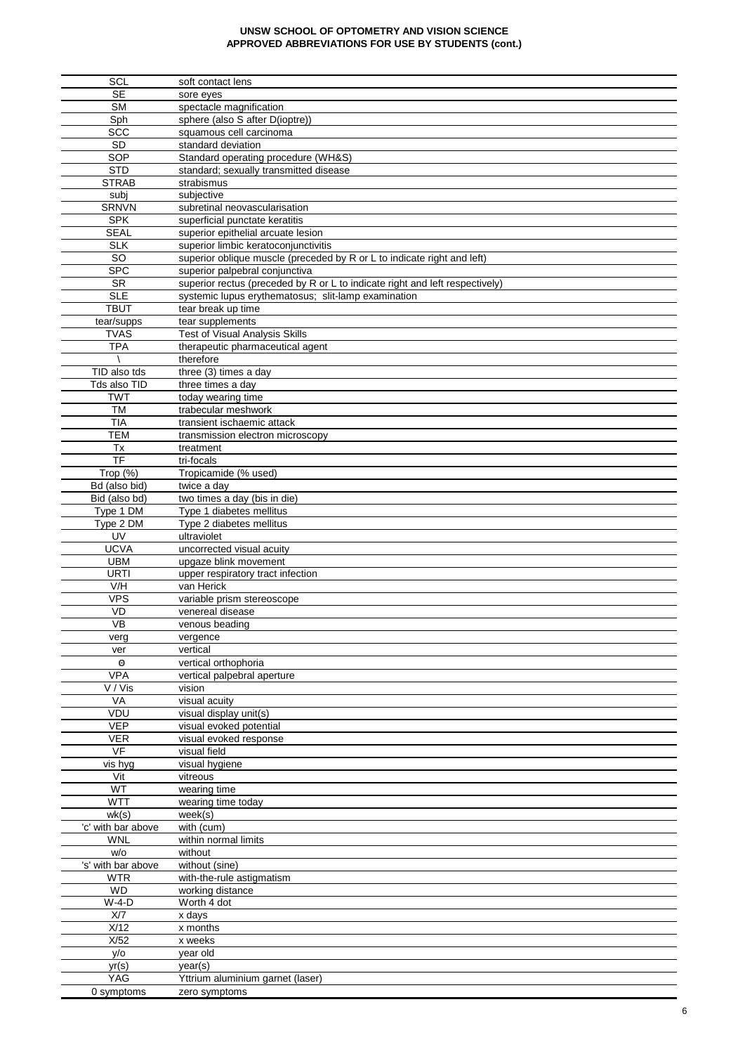**UNSW SCHOOL OF OPTOMETRY AND VISION SCIENCE**
**APPROVED ABBREVIATIONS FOR USE BY STUDENTS (cont.)**

| | |
|---|---|
| SCL | soft contact lens |
| SE | sore eyes |
| SM | spectacle magnification |
| Sph | sphere (also S after D(ioptre)) |
| SCC | squamous cell carcinoma |
| SD | standard deviation |
| SOP | Standard operating procedure (WH&S) |
| STD | standard; sexually transmitted disease |
| STRAB | strabismus |
| subj | subjective |
| SRNVN | subretinal neovascularisation |
| SPK | superficial punctate keratitis |
| SEAL | superior epithelial arcuate lesion |
| SLK | superior limbic keratoconjunctivitis |
| SO | superior oblique muscle (preceded by R or L to indicate right and left) |
| SPC | superior palpebral conjunctiva |
| SR | superior rectus (preceded by R or L to indicate right and left respectively) |
| SLE | systemic lupus erythematosus; slit-lamp examination |
| TBUT | tear break up time |
| tear/supps | tear supplements |
| TVAS | Test of Visual Analysis Skills |
| TPA | therapeutic pharmaceutical agent |
| \ | therefore |
| TID also tds | three (3) times a day |
| Tds also TID | three times a day |
| TWT | today wearing time |
| TM | trabecular meshwork |
| TIA | transient ischaemic attack |
| TEM | transmission electron microscopy |
| Tx | treatment |
| TF | tri-focals |
| Trop (%) | Tropicamide (% used) |
| Bd (also bid) | twice a day |
| Bid (also bd) | two times a day (bis in die) |
| Type 1 DM | Type 1 diabetes mellitus |
| Type 2 DM | Type 2 diabetes mellitus |
| UV | ultraviolet |
| UCVA | uncorrected visual acuity |
| UBM | upgaze blink movement |
| URTI | upper respiratory tract infection |
| V/H | van Herick |
| VPS | variable prism stereoscope |
| VD | venereal disease |
| VB | venous beading |
| verg | vergence |
| ver | vertical |
| Θ | vertical orthophoria |
| VPA | vertical palpebral aperture |
| V / Vis | vision |
| VA | visual acuity |
| VDU | visual display unit(s) |
| VEP | visual evoked potential |
| VER | visual evoked response |
| VF | visual field |
| vis hyg | visual hygiene |
| Vit | vitreous |
| WT | wearing time |
| WTT | wearing time today |
| wk(s) | week(s) |
| 'c' with bar above | with (cum) |
| WNL | within normal limits |
| w/o | without |
| 's' with bar above | without (sine) |
| WTR | with-the-rule astigmatism |
| WD | working distance |
| W-4-D | Worth 4 dot |
| X/7 | x days |
| X/12 | x months |
| X/52 | x weeks |
| y/o | year old |
| yr(s) | year(s) |
| YAG | Yttrium aluminium garnet (laser) |
| 0 symptoms | zero symptoms |